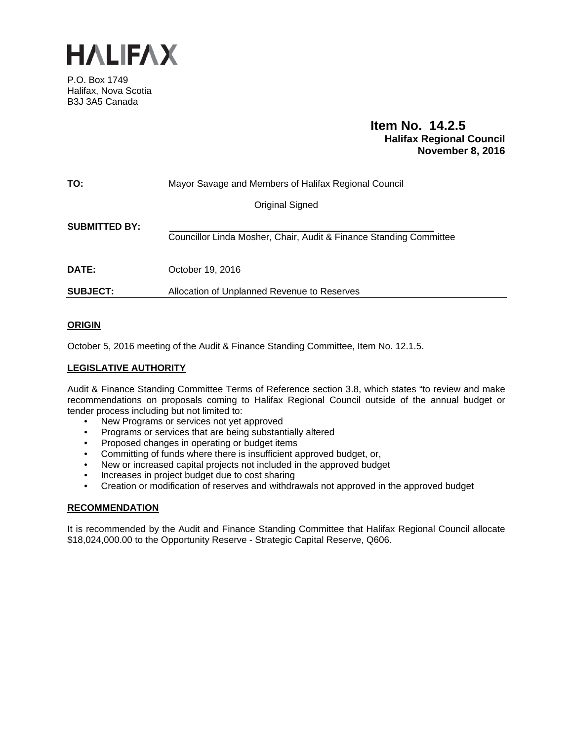# HALIFAX

P.O. Box 1749
Halifax, Nova Scotia
B3J 3A5 Canada

**Item No. 14.2.5**
**Halifax Regional Council**
**November 8, 2016**

| | |
|---|---|
| **TO:** | Mayor Savage and Members of Halifax Regional Council |
| | Original Signed |
| **SUBMITTED BY:** | Councillor Linda Mosher, Chair, Audit & Finance Standing Committee |
| **DATE:** | October 19, 2016 |
| **SUBJECT:** | Allocation of Unplanned Revenue to Reserves |

## ORIGIN

October 5, 2016 meeting of the Audit & Finance Standing Committee, Item No. 12.1.5.

## LEGISLATIVE AUTHORITY

Audit & Finance Standing Committee Terms of Reference section 3.8, which states "to review and make recommendations on proposals coming to Halifax Regional Council outside of the annual budget or tender process including but not limited to:

- New Programs or services not yet approved
- Programs or services that are being substantially altered
- Proposed changes in operating or budget items
- Committing of funds where there is insufficient approved budget, or,
- New or increased capital projects not included in the approved budget
- Increases in project budget due to cost sharing
- Creation or modification of reserves and withdrawals not approved in the approved budget

## RECOMMENDATION

It is recommended by the Audit and Finance Standing Committee that Halifax Regional Council allocate $18,024,000.00 to the Opportunity Reserve - Strategic Capital Reserve, Q606.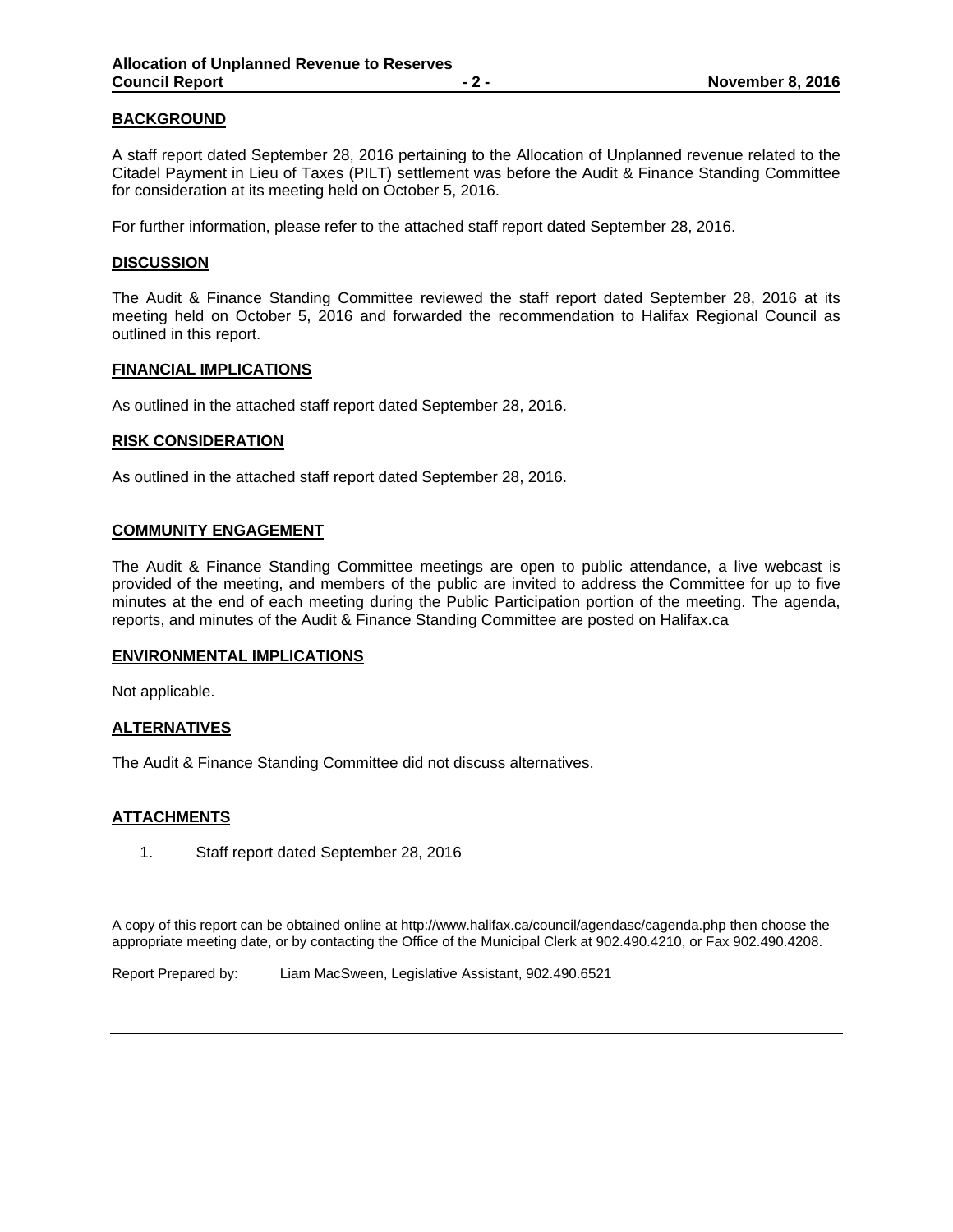## BACKGROUND

A staff report dated September 28, 2016 pertaining to the Allocation of Unplanned revenue related to the Citadel Payment in Lieu of Taxes (PILT) settlement was before the Audit & Finance Standing Committee for consideration at its meeting held on October 5, 2016.

For further information, please refer to the attached staff report dated September 28, 2016.

## DISCUSSION

The Audit & Finance Standing Committee reviewed the staff report dated September 28, 2016 at its meeting held on October 5, 2016 and forwarded the recommendation to Halifax Regional Council as outlined in this report.

## FINANCIAL IMPLICATIONS

As outlined in the attached staff report dated September 28, 2016.

## RISK CONSIDERATION

As outlined in the attached staff report dated September 28, 2016.

## COMMUNITY ENGAGEMENT

The Audit & Finance Standing Committee meetings are open to public attendance, a live webcast is provided of the meeting, and members of the public are invited to address the Committee for up to five minutes at the end of each meeting during the Public Participation portion of the meeting. The agenda, reports, and minutes of the Audit & Finance Standing Committee are posted on Halifax.ca

## ENVIRONMENTAL IMPLICATIONS

Not applicable.

## ALTERNATIVES

The Audit & Finance Standing Committee did not discuss alternatives.

## ATTACHMENTS

1. Staff report dated September 28, 2016

---

A copy of this report can be obtained online at http://www.halifax.ca/council/agendasc/cagenda.php then choose the appropriate meeting date, or by contacting the Office of the Municipal Clerk at 902.490.4210, or Fax 902.490.4208.

Report Prepared by: Liam MacSween, Legislative Assistant, 902.490.6521

---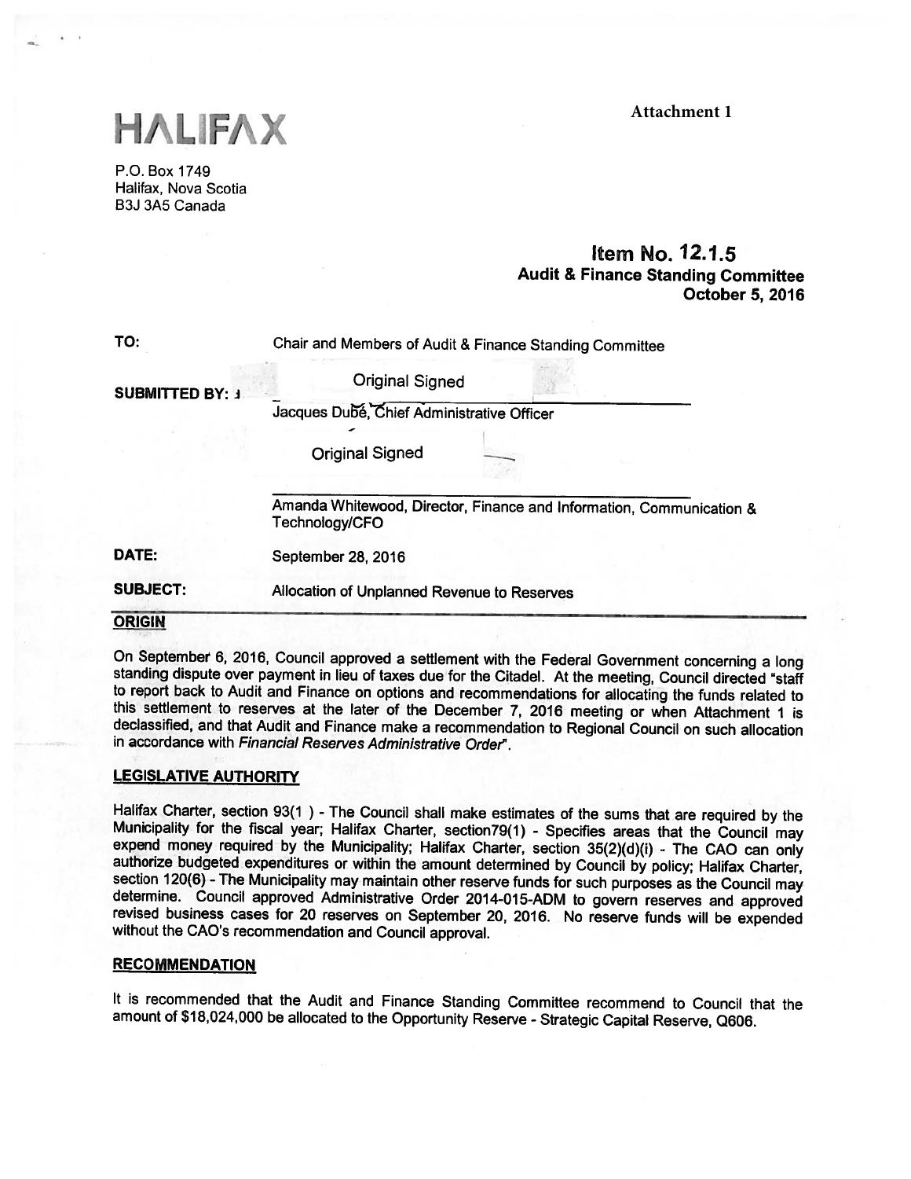HALIFAX

Attachment 1

P.O. Box 1749
Halifax, Nova Scotia
B3J 3A5 Canada

**Item No. 12.1.5**
**Audit & Finance Standing Committee**
**October 5, 2016**

**TO:** Chair and Members of Audit & Finance Standing Committee

**SUBMITTED BY:** Original Signed

Jacques Dubé, Chief Administrative Officer

Original Signed

Amanda Whitewood, Director, Finance and Information, Communication & Technology/CFO

**DATE:** September 28, 2016

**SUBJECT:** Allocation of Unplanned Revenue to Reserves

## ORIGIN

On September 6, 2016, Council approved a settlement with the Federal Government concerning a long standing dispute over payment in lieu of taxes due for the Citadel. At the meeting, Council directed "staff to report back to Audit and Finance on options and recommendations for allocating the funds related to this settlement to reserves at the later of the December 7, 2016 meeting or when Attachment 1 is declassified, and that Audit and Finance make a recommendation to Regional Council on such allocation in accordance with *Financial Reserves Administrative Order*".

## LEGISLATIVE AUTHORITY

Halifax Charter, section 93(1 ) - The Council shall make estimates of the sums that are required by the Municipality for the fiscal year; Halifax Charter, section79(1) - Specifies areas that the Council may expend money required by the Municipality; Halifax Charter, section 35(2)(d)(i) - The CAO can only authorize budgeted expenditures or within the amount determined by Council by policy; Halifax Charter, section 120(6) - The Municipality may maintain other reserve funds for such purposes as the Council may determine. Council approved Administrative Order 2014-015-ADM to govern reserves and approved revised business cases for 20 reserves on September 20, 2016. No reserve funds will be expended without the CAO's recommendation and Council approval.

## RECOMMENDATION

It is recommended that the Audit and Finance Standing Committee recommend to Council that the amount of $18,024,000 be allocated to the Opportunity Reserve - Strategic Capital Reserve, Q606.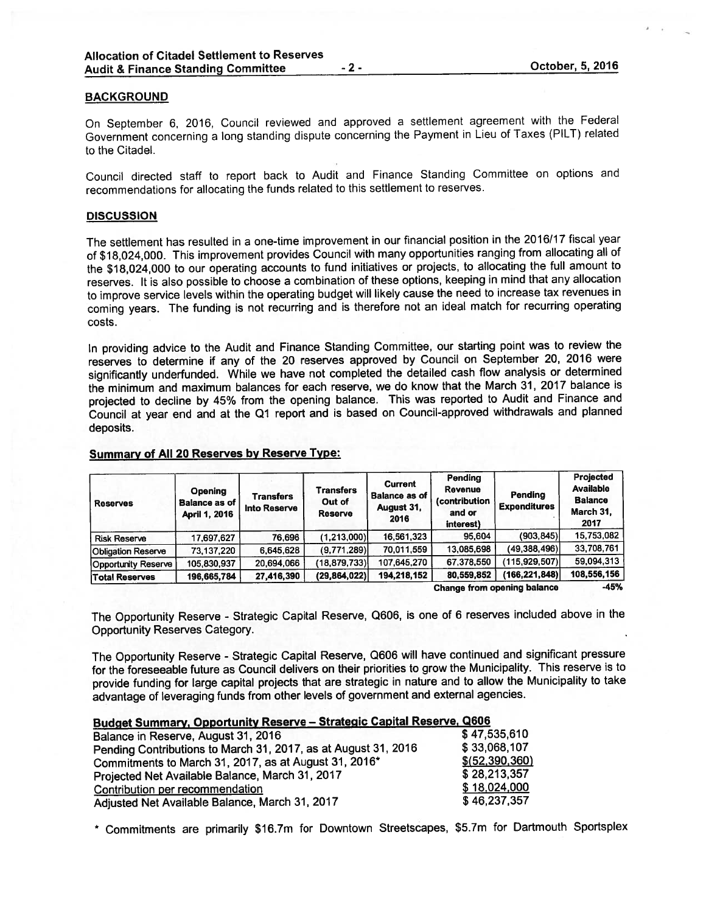## BACKGROUND

On September 6, 2016, Council reviewed and approved a settlement agreement with the Federal Government concerning a long standing dispute concerning the Payment in Lieu of Taxes (PILT) related to the Citadel.

Council directed staff to report back to Audit and Finance Standing Committee on options and recommendations for allocating the funds related to this settlement to reserves.

## DISCUSSION

The settlement has resulted in a one-time improvement in our financial position in the 2016/17 fiscal year of $18,024,000. This improvement provides Council with many opportunities ranging from allocating all of the $18,024,000 to our operating accounts to fund initiatives or projects, to allocating the full amount to reserves. It is also possible to choose a combination of these options, keeping in mind that any allocation to improve service levels within the operating budget will likely cause the need to increase tax revenues in coming years. The funding is not recurring and is therefore not an ideal match for recurring operating costs.

In providing advice to the Audit and Finance Standing Committee, our starting point was to review the reserves to determine if any of the 20 reserves approved by Council on September 20, 2016 were significantly underfunded. While we have not completed the detailed cash flow analysis or determined the minimum and maximum balances for each reserve, we do know that the March 31, 2017 balance is projected to decline by 45% from the opening balance. This was reported to Audit and Finance and Council at year end and at the Q1 report and is based on Council-approved withdrawals and planned deposits.

**Summary of All 20 Reserves by Reserve Type:**

| Reserves | Opening Balance as of April 1, 2016 | Transfers Into Reserve | Transfers Out of Reserve | Current Balance as of August 31, 2016 | Pending Revenue (contribution and or interest) | Pending Expenditures | Projected Available Balance March 31, 2017 |
|---|---|---|---|---|---|---|---|
| Risk Reserve | 17,697,627 | 76,696 | (1,213,000) | 16,561,323 | 95,604 | (903,845) | 15,753,082 |
| Obligation Reserve | 73,137,220 | 6,645,628 | (9,771,289) | 70,011,559 | 13,085,698 | (49,388,496) | 33,708,761 |
| Opportunity Reserve | 105,830,937 | 20,694,066 | (18,879,733) | 107,645,270 | 67,378,550 | (115,929,507) | 59,094,313 |
| **Total Reserves** | **196,665,784** | **27,416,390** | **(29,864,022)** | **194,218,152** | **80,559,852** | **(166,221,848)** | **108,556,156** |
| | | | | | **Change from opening balance** | | **-45%** |

The Opportunity Reserve - Strategic Capital Reserve, Q606, is one of 6 reserves included above in the Opportunity Reserves Category.

The Opportunity Reserve - Strategic Capital Reserve, Q606 will have continued and significant pressure for the foreseeable future as Council delivers on their priorities to grow the Municipality. This reserve is to provide funding for large capital projects that are strategic in nature and to allow the Municipality to take advantage of leveraging funds from other levels of government and external agencies.

**Budget Summary, Opportunity Reserve – Strategic Capital Reserve, Q606**

| | |
|---|---|
| Balance in Reserve, August 31, 2016 | $ 47,535,610 |
| Pending Contributions to March 31, 2017, as at August 31, 2016 | $ 33,068,107 |
| Commitments to March 31, 2017, as at August 31, 2016* | $(52,390,360) |
| Projected Net Available Balance, March 31, 2017 | $ 28,213,357 |
| Contribution per recommendation | $ 18,024,000 |
| Adjusted Net Available Balance, March 31, 2017 | $ 46,237,357 |

* Commitments are primarily $16.7m for Downtown Streetscapes, $5.7m for Dartmouth Sportsplex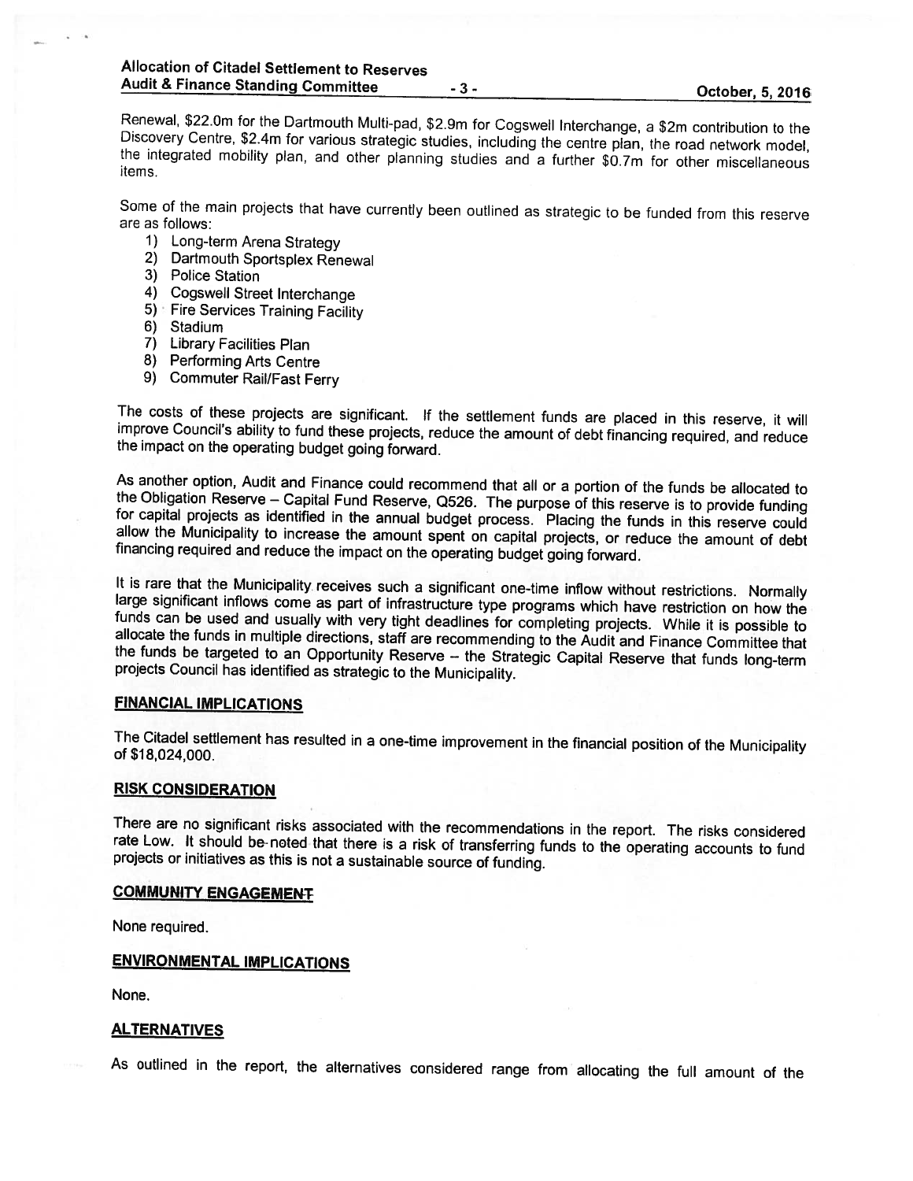Renewal, $22.0m for the Dartmouth Multi-pad, $2.9m for Cogswell Interchange, a $2m contribution to the Discovery Centre, $2.4m for various strategic studies, including the centre plan, the road network model, the integrated mobility plan, and other planning studies and a further $0.7m for other miscellaneous items.

Some of the main projects that have currently been outlined as strategic to be funded from this reserve are as follows:

1) Long-term Arena Strategy
2) Dartmouth Sportsplex Renewal
3) Police Station
4) Cogswell Street Interchange
5) Fire Services Training Facility
6) Stadium
7) Library Facilities Plan
8) Performing Arts Centre
9) Commuter Rail/Fast Ferry

The costs of these projects are significant. If the settlement funds are placed in this reserve, it will improve Council's ability to fund these projects, reduce the amount of debt financing required, and reduce the impact on the operating budget going forward.

As another option, Audit and Finance could recommend that all or a portion of the funds be allocated to the Obligation Reserve – Capital Fund Reserve, Q526. The purpose of this reserve is to provide funding for capital projects as identified in the annual budget process. Placing the funds in this reserve could allow the Municipality to increase the amount spent on capital projects, or reduce the amount of debt financing required and reduce the impact on the operating budget going forward.

It is rare that the Municipality receives such a significant one-time inflow without restrictions. Normally large significant inflows come as part of infrastructure type programs which have restriction on how the funds can be used and usually with very tight deadlines for completing projects. While it is possible to allocate the funds in multiple directions, staff are recommending to the Audit and Finance Committee that the funds be targeted to an Opportunity Reserve – the Strategic Capital Reserve that funds long-term projects Council has identified as strategic to the Municipality.

## FINANCIAL IMPLICATIONS

The Citadel settlement has resulted in a one-time improvement in the financial position of the Municipality of $18,024,000.

## RISK CONSIDERATION

There are no significant risks associated with the recommendations in the report. The risks considered rate Low. It should be noted that there is a risk of transferring funds to the operating accounts to fund projects or initiatives as this is not a sustainable source of funding.

## COMMUNITY ENGAGEMENT

None required.

## ENVIRONMENTAL IMPLICATIONS

None.

## ALTERNATIVES

As outlined in the report, the alternatives considered range from allocating the full amount of the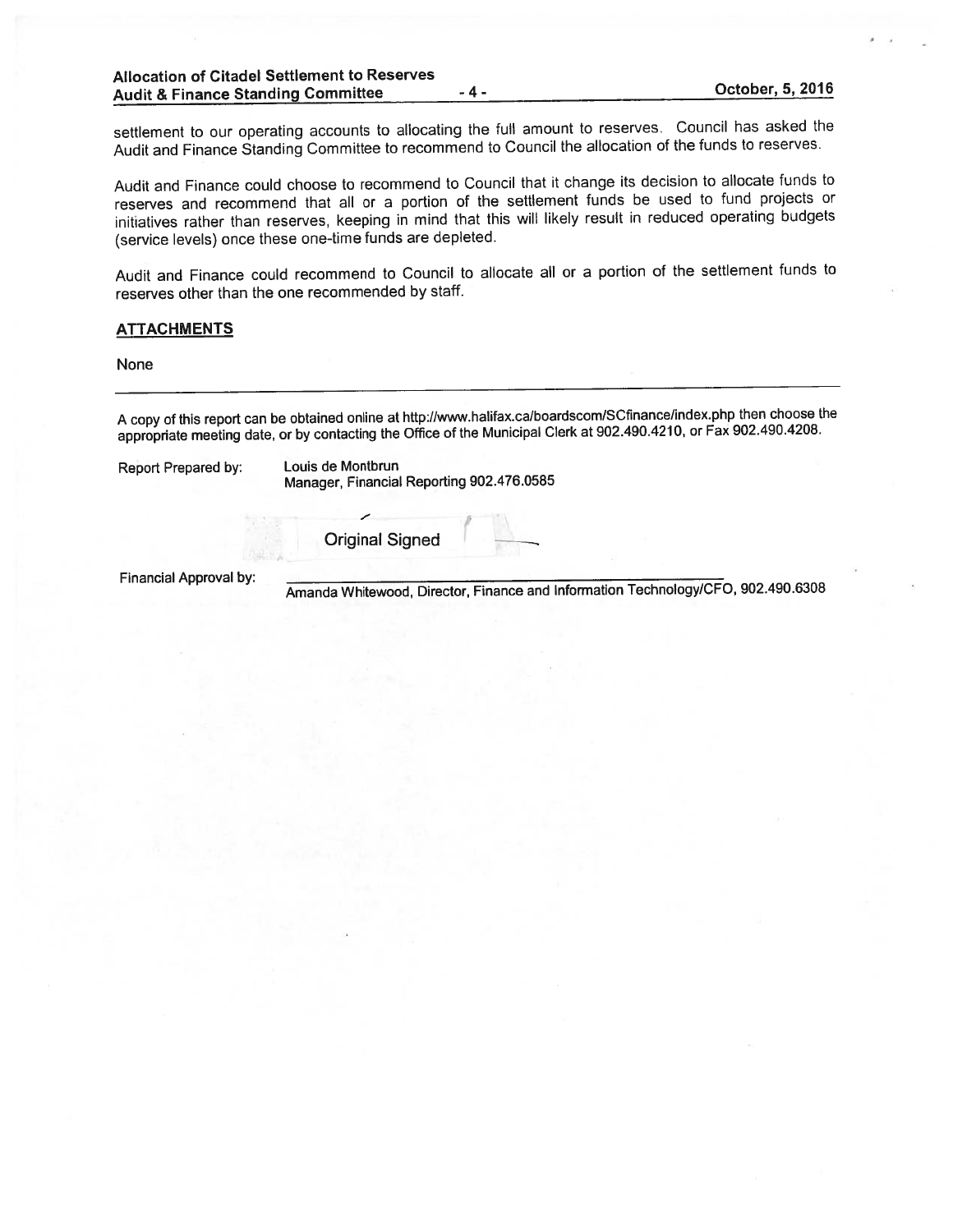settlement to our operating accounts to allocating the full amount to reserves. Council has asked the Audit and Finance Standing Committee to recommend to Council the allocation of the funds to reserves.

Audit and Finance could choose to recommend to Council that it change its decision to allocate funds to reserves and recommend that all or a portion of the settlement funds be used to fund projects or initiatives rather than reserves, keeping in mind that this will likely result in reduced operating budgets (service levels) once these one-time funds are depleted.

Audit and Finance could recommend to Council to allocate all or a portion of the settlement funds to reserves other than the one recommended by staff.

## ATTACHMENTS

None

---

A copy of this report can be obtained online at http://www.halifax.ca/boardscom/SCfinance/index.php then choose the appropriate meeting date, or by contacting the Office of the Municipal Clerk at 902.490.4210, or Fax 902.490.4208.

Report Prepared by: Louis de Montbrun
Manager, Financial Reporting 902.476.0585

Original Signed

Financial Approval by: Amanda Whitewood, Director, Finance and Information Technology/CFO, 902.490.6308